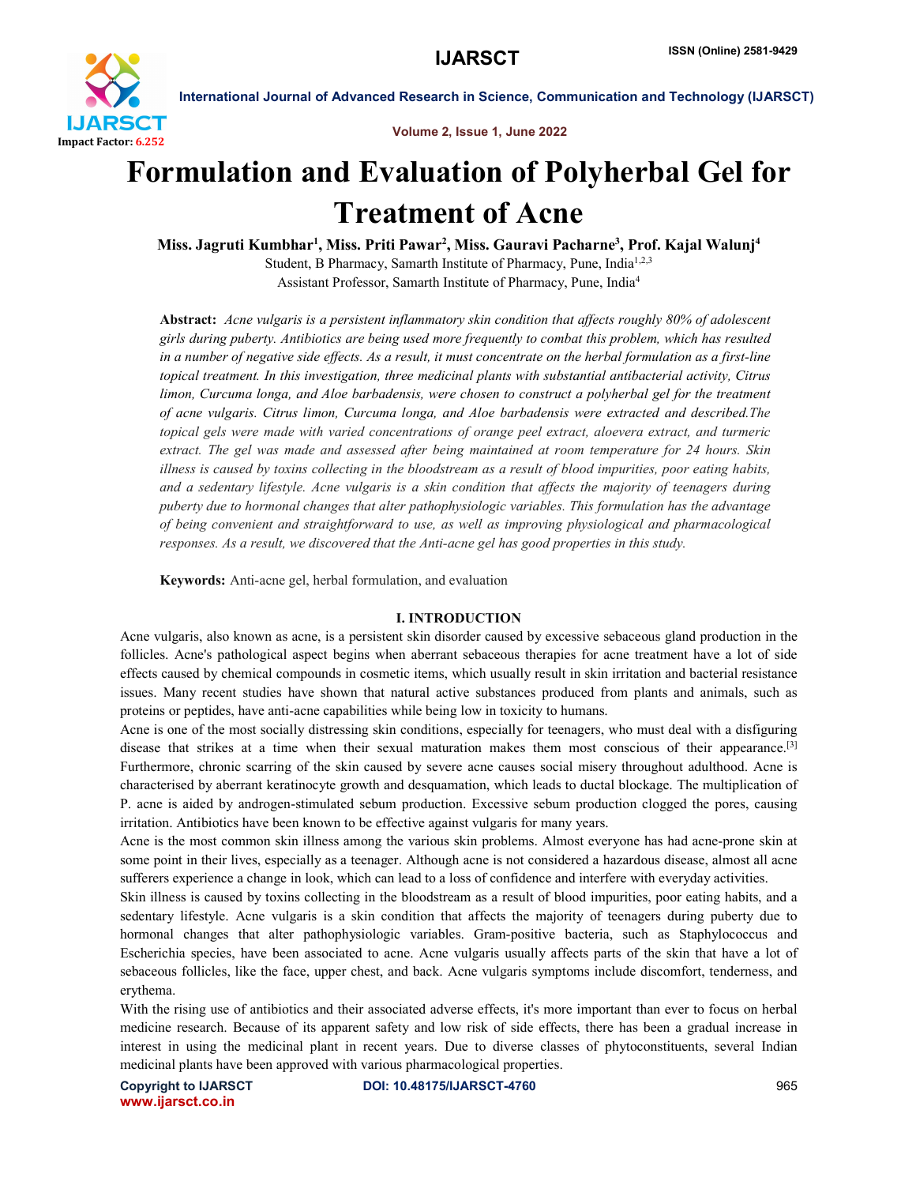# Formulation and Evaluation of Polyherbal Gel for Treatment of Acne

**Miss. Jagruti Kumbhar[1], Miss. Priti Pawar[2], Miss. Gauravi Pacharne[3], Prof. Kajal Walunj[4]**

Student, B Pharmacy, Samarth Institute of Pharmacy, Pune, India[1,2,3]

Assistant Professor, Samarth Institute of Pharmacy, Pune, India[4]

**Abstract:** *Acne vulgaris is a persistent inflammatory skin condition that affects roughly 80% of adolescent girls during puberty. Antibiotics are being used more frequently to combat this problem, which has resulted in a number of negative side effects. As a result, it must concentrate on the herbal formulation as a first-line topical treatment. In this investigation, three medicinal plants with substantial antibacterial activity, Citrus limon, Curcuma longa, and Aloe barbadensis, were chosen to construct a polyherbal gel for the treatment of acne vulgaris. Citrus limon, Curcuma longa, and Aloe barbadensis were extracted and described.The topical gels were made with varied concentrations of orange peel extract, aloevera extract, and turmeric extract. The gel was made and assessed after being maintained at room temperature for 24 hours. Skin illness is caused by toxins collecting in the bloodstream as a result of blood impurities, poor eating habits, and a sedentary lifestyle. Acne vulgaris is a skin condition that affects the majority of teenagers during puberty due to hormonal changes that alter pathophysiologic variables. This formulation has the advantage of being convenient and straightforward to use, as well as improving physiological and pharmacological responses. As a result, we discovered that the Anti-acne gel has good properties in this study.*

**Keywords:** Anti-acne gel, herbal formulation, and evaluation

## I. INTRODUCTION

Acne vulgaris, also known as acne, is a persistent skin disorder caused by excessive sebaceous gland production in the follicles. Acne's pathological aspect begins when aberrant sebaceous therapies for acne treatment have a lot of side effects caused by chemical compounds in cosmetic items, which usually result in skin irritation and bacterial resistance issues. Many recent studies have shown that natural active substances produced from plants and animals, such as proteins or peptides, have anti-acne capabilities while being low in toxicity to humans.

Acne is one of the most socially distressing skin conditions, especially for teenagers, who must deal with a disfiguring disease that strikes at a time when their sexual maturation makes them most conscious of their appearance.[3] Furthermore, chronic scarring of the skin caused by severe acne causes social misery throughout adulthood. Acne is characterised by aberrant keratinocyte growth and desquamation, which leads to ductal blockage. The multiplication of P. acne is aided by androgen-stimulated sebum production. Excessive sebum production clogged the pores, causing irritation. Antibiotics have been known to be effective against vulgaris for many years.

Acne is the most common skin illness among the various skin problems. Almost everyone has had acne-prone skin at some point in their lives, especially as a teenager. Although acne is not considered a hazardous disease, almost all acne sufferers experience a change in look, which can lead to a loss of confidence and interfere with everyday activities.

Skin illness is caused by toxins collecting in the bloodstream as a result of blood impurities, poor eating habits, and a sedentary lifestyle. Acne vulgaris is a skin condition that affects the majority of teenagers during puberty due to hormonal changes that alter pathophysiologic variables. Gram-positive bacteria, such as Staphylococcus and Escherichia species, have been associated to acne. Acne vulgaris usually affects parts of the skin that have a lot of sebaceous follicles, like the face, upper chest, and back. Acne vulgaris symptoms include discomfort, tenderness, and erythema.

With the rising use of antibiotics and their associated adverse effects, it's more important than ever to focus on herbal medicine research. Because of its apparent safety and low risk of side effects, there has been a gradual increase in interest in using the medicinal plant in recent years. Due to diverse classes of phytoconstituents, several Indian medicinal plants have been approved with various pharmacological properties.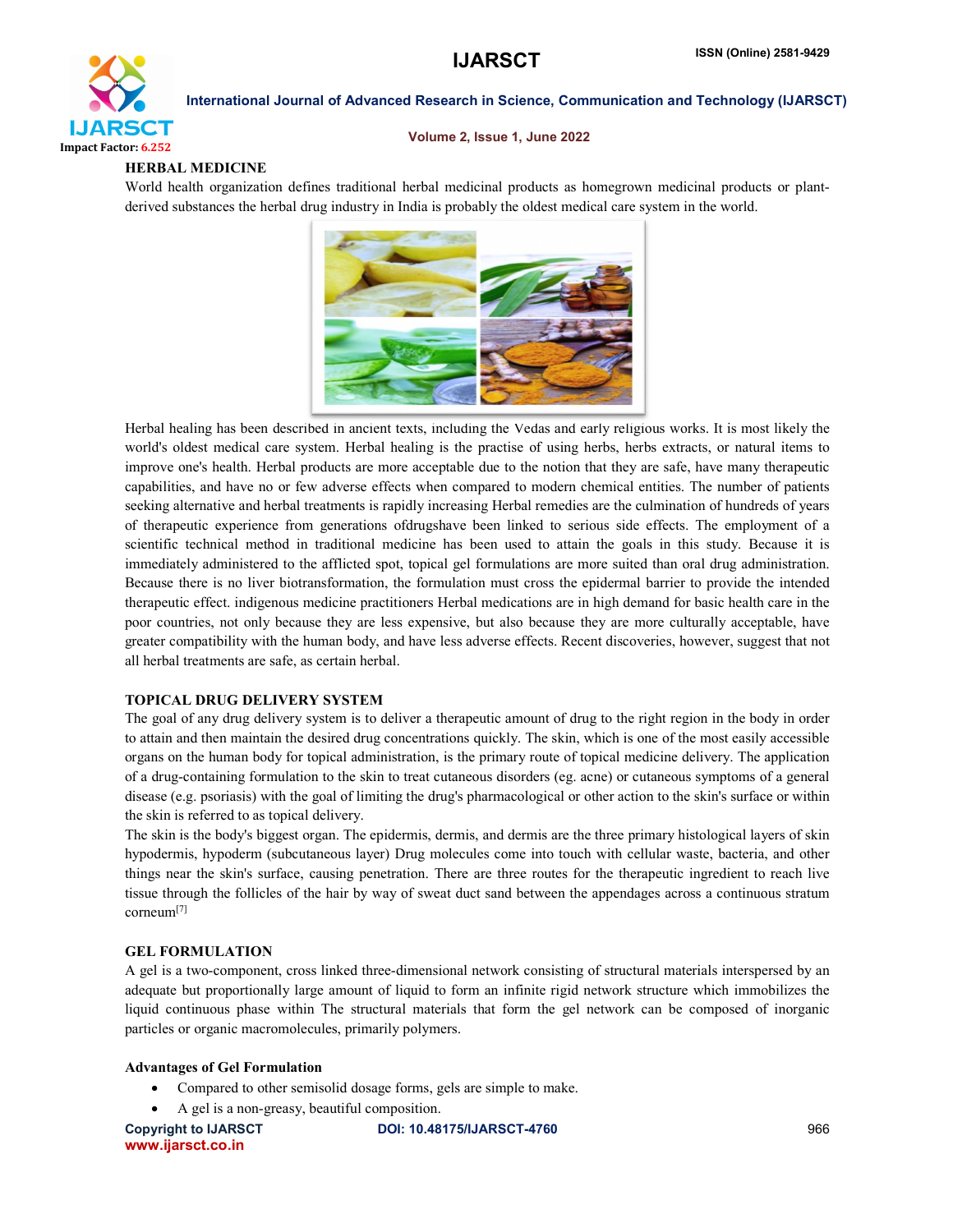## HERBAL MEDICINE

World health organization defines traditional herbal medicinal products as homegrown medicinal products or plant-derived substances the herbal drug industry in India is probably the oldest medical care system in the world.

Herbal healing has been described in ancient texts, including the Vedas and early religious works. It is most likely the world's oldest medical care system. Herbal healing is the practise of using herbs, herbs extracts, or natural items to improve one's health. Herbal products are more acceptable due to the notion that they are safe, have many therapeutic capabilities, and have no or few adverse effects when compared to modern chemical entities. The number of patients seeking alternative and herbal treatments is rapidly increasing Herbal remedies are the culmination of hundreds of years of therapeutic experience from generations ofdrugshave been linked to serious side effects. The employment of a scientific technical method in traditional medicine has been used to attain the goals in this study. Because it is immediately administered to the afflicted spot, topical gel formulations are more suited than oral drug administration. Because there is no liver biotransformation, the formulation must cross the epidermal barrier to provide the intended therapeutic effect. indigenous medicine practitioners Herbal medications are in high demand for basic health care in the poor countries, not only because they are less expensive, but also because they are more culturally acceptable, have greater compatibility with the human body, and have less adverse effects. Recent discoveries, however, suggest that not all herbal treatments are safe, as certain herbal.

## TOPICAL DRUG DELIVERY SYSTEM

The goal of any drug delivery system is to deliver a therapeutic amount of drug to the right region in the body in order to attain and then maintain the desired drug concentrations quickly. The skin, which is one of the most easily accessible organs on the human body for topical administration, is the primary route of topical medicine delivery. The application of a drug-containing formulation to the skin to treat cutaneous disorders (eg. acne) or cutaneous symptoms of a general disease (e.g. psoriasis) with the goal of limiting the drug's pharmacological or other action to the skin's surface or within the skin is referred to as topical delivery.

The skin is the body's biggest organ. The epidermis, dermis, and dermis are the three primary histological layers of skin hypodermis, hypoderm (subcutaneous layer) Drug molecules come into touch with cellular waste, bacteria, and other things near the skin's surface, causing penetration. There are three routes for the therapeutic ingredient to reach live tissue through the follicles of the hair by way of sweat duct sand between the appendages across a continuous stratum corneum[7]

## GEL FORMULATION

A gel is a two-component, cross linked three-dimensional network consisting of structural materials interspersed by an adequate but proportionally large amount of liquid to form an infinite rigid network structure which immobilizes the liquid continuous phase within The structural materials that form the gel network can be composed of inorganic particles or organic macromolecules, primarily polymers.

### Advantages of Gel Formulation

- Compared to other semisolid dosage forms, gels are simple to make.
- A gel is a non-greasy, beautiful composition.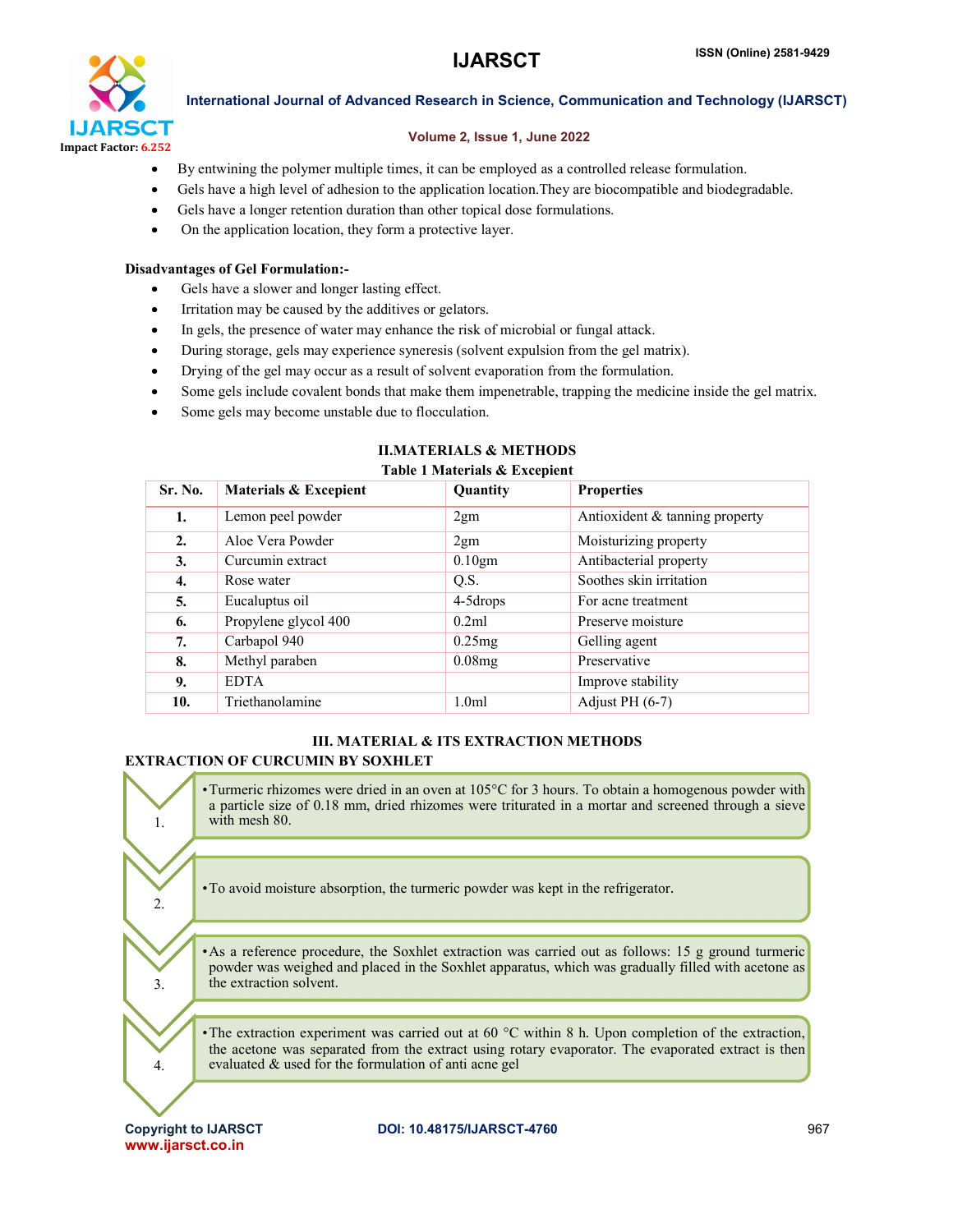- By entwining the polymer multiple times, it can be employed as a controlled release formulation.
- Gels have a high level of adhesion to the application location.They are biocompatible and biodegradable.
- Gels have a longer retention duration than other topical dose formulations.
- On the application location, they form a protective layer.

**Disadvantages of Gel Formulation:-**

- Gels have a slower and longer lasting effect.
- Irritation may be caused by the additives or gelators.
- In gels, the presence of water may enhance the risk of microbial or fungal attack.
- During storage, gels may experience syneresis (solvent expulsion from the gel matrix).
- Drying of the gel may occur as a result of solvent evaporation from the formulation.
- Some gels include covalent bonds that make them impenetrable, trapping the medicine inside the gel matrix.
- Some gels may become unstable due to flocculation.

## II.MATERIALS & METHODS

**Table 1 Materials & Excepient**

| Sr. No. | Materials & Excepient | Quantity | Properties |
|---|---|---|---|
| 1. | Lemon peel powder | 2gm | Antioxident & tanning property |
| 2. | Aloe Vera Powder | 2gm | Moisturizing property |
| 3. | Curcumin extract | 0.10gm | Antibacterial property |
| 4. | Rose water | Q.S. | Soothes skin irritation |
| 5. | Eucaluptus oil | 4-5drops | For acne treatment |
| 6. | Propylene glycol 400 | 0.2ml | Preserve moisture |
| 7. | Carbapol 940 | 0.25mg | Gelling agent |
| 8. | Methyl paraben | 0.08mg | Preservative |
| 9. | EDTA | | Improve stability |
| 10. | Triethanolamine | 1.0ml | Adjust PH (6-7) |

## III. MATERIAL & ITS EXTRACTION METHODS

### EXTRACTION OF CURCUMIN BY SOXHLET

1. Turmeric rhizomes were dried in an oven at 105°C for 3 hours. To obtain a homogenous powder with a particle size of 0.18 mm, dried rhizomes were triturated in a mortar and screened through a sieve with mesh 80.
2. To avoid moisture absorption, the turmeric powder was kept in the refrigerator.
3. As a reference procedure, the Soxhlet extraction was carried out as follows: 15 g ground turmeric powder was weighed and placed in the Soxhlet apparatus, which was gradually filled with acetone as the extraction solvent.
4. The extraction experiment was carried out at 60 °C within 8 h. Upon completion of the extraction, the acetone was separated from the extract using rotary evaporator. The evaporated extract is then evaluated & used for the formulation of anti acne gel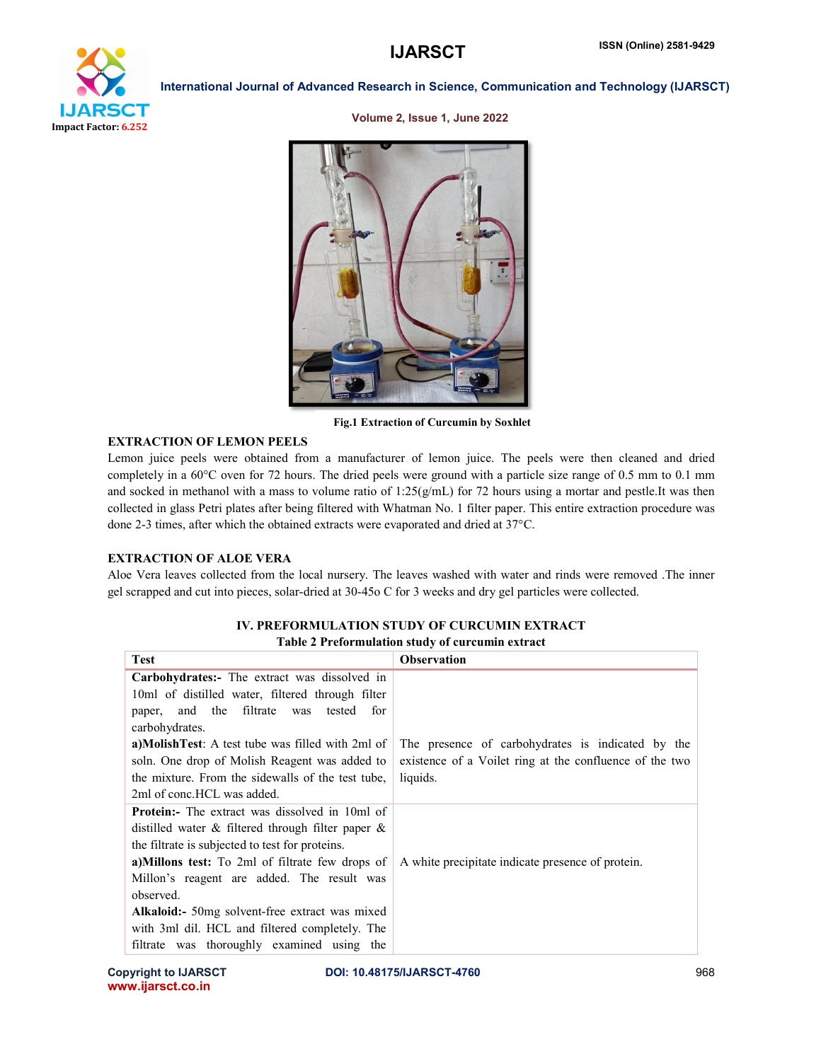Fig.1 Extraction of Curcumin by Soxhlet

### EXTRACTION OF LEMON PEELS

Lemon juice peels were obtained from a manufacturer of lemon juice. The peels were then cleaned and dried completely in a 60°C oven for 72 hours. The dried peels were ground with a particle size range of 0.5 mm to 0.1 mm and socked in methanol with a mass to volume ratio of 1:25(g/mL) for 72 hours using a mortar and pestle.It was then collected in glass Petri plates after being filtered with Whatman No. 1 filter paper. This entire extraction procedure was done 2-3 times, after which the obtained extracts were evaporated and dried at 37°C.

### EXTRACTION OF ALOE VERA

Aloe Vera leaves collected from the local nursery. The leaves washed with water and rinds were removed .The inner gel scrapped and cut into pieces, solar-dried at 30-45o C for 3 weeks and dry gel particles were collected.

## IV. PREFORMULATION STUDY OF CURCUMIN EXTRACT

**Table 2 Preformulation study of curcumin extract**

| Test | Observation |
|---|---|
| **Carbohydrates:-** The extract was dissolved in 10ml of distilled water, filtered through filter paper, and the filtrate was tested for carbohydrates.<br>**a)MolishTest**: A test tube was filled with 2ml of soln. One drop of Molish Reagent was added to the mixture. From the sidewalls of the test tube, 2ml of conc.HCL was added. | The presence of carbohydrates is indicated by the existence of a Voilet ring at the confluence of the two liquids. |
| **Protein:-** The extract was dissolved in 10ml of distilled water & filtered through filter paper & the filtrate is subjected to test for proteins.<br>**a)Millons test:** To 2ml of filtrate few drops of Millon's reagent are added. The result was observed.<br>**Alkaloid:-** 50mg solvent-free extract was mixed with 3ml dil. HCL and filtered completely. The filtrate was thoroughly examined using the | A white precipitate indicate presence of protein. |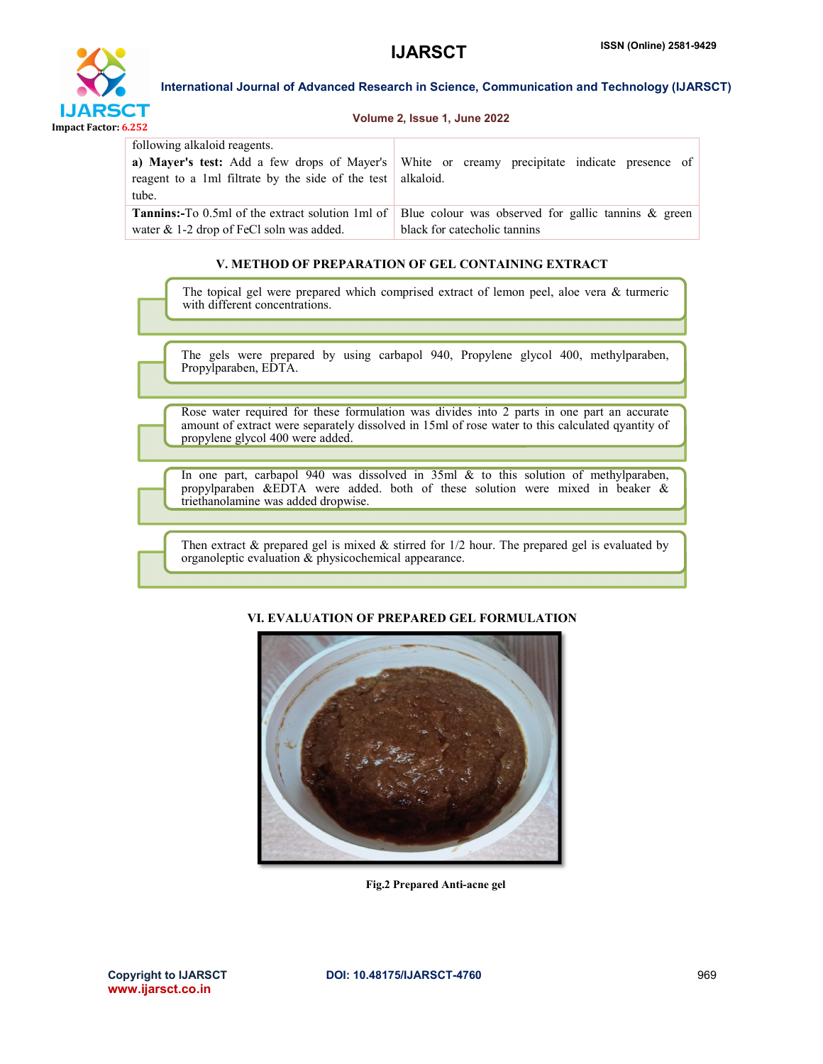| | |
|---|---|
| following alkaloid reagents.<br>**a) Mayer's test:** Add a few drops of Mayer's reagent to a 1ml filtrate by the side of the test tube. | White or creamy precipitate indicate presence of alkaloid. |
| **Tannins:-**To 0.5ml of the extract solution 1ml of water & 1-2 drop of FeCl soln was added. | Blue colour was observed for gallic tannins & green black for catecholic tannins |

## V. METHOD OF PREPARATION OF GEL CONTAINING EXTRACT

- The topical gel were prepared which comprised extract of lemon peel, aloe vera & turmeric with different concentrations.
- The gels were prepared by using carbapol 940, Propylene glycol 400, methylparaben, Propylparaben, EDTA.
- Rose water required for these formulation was divides into 2 parts in one part an accurate amount of extract were separately dissolved in 15ml of rose water to this calculated qyantity of propylene glycol 400 were added.
- In one part, carbapol 940 was dissolved in 35ml & to this solution of methylparaben, propylparaben &EDTA were added. both of these solution were mixed in beaker & triethanolamine was added dropwise.
- Then extract & prepared gel is mixed & stirred for 1/2 hour. The prepared gel is evaluated by organoleptic evaluation & physicochemical appearance.

## VI. EVALUATION OF PREPARED GEL FORMULATION

**Fig.2 Prepared Anti-acne gel**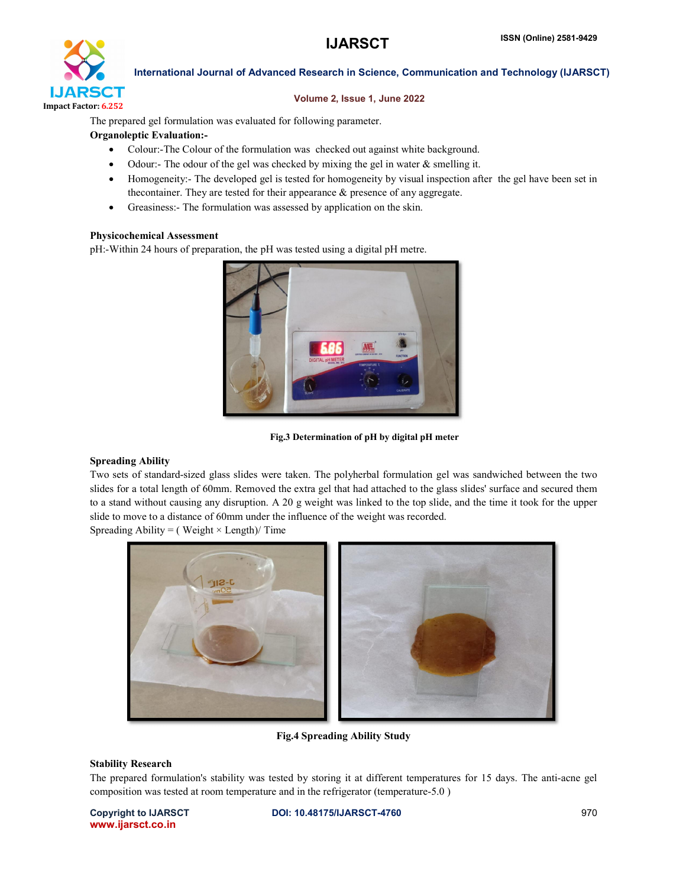The prepared gel formulation was evaluated for following parameter.

**Organoleptic Evaluation:-**

- Colour:-The Colour of the formulation was checked out against white background.
- Odour:- The odour of the gel was checked by mixing the gel in water & smelling it.
- Homogeneity:- The developed gel is tested for homogeneity by visual inspection after the gel have been set in thecontainer. They are tested for their appearance & presence of any aggregate.
- Greasiness:- The formulation was assessed by application on the skin.

**Physicochemical Assessment**

pH:-Within 24 hours of preparation, the pH was tested using a digital pH metre.

**Fig.3 Determination of pH by digital pH meter**

**Spreading Ability**

Two sets of standard-sized glass slides were taken. The polyherbal formulation gel was sandwiched between the two slides for a total length of 60mm. Removed the extra gel that had attached to the glass slides' surface and secured them to a stand without causing any disruption. A 20 g weight was linked to the top slide, and the time it took for the upper slide to move to a distance of 60mm under the influence of the weight was recorded.

Spreading Ability = ( Weight × Length)/ Time

**Fig.4 Spreading Ability Study**

**Stability Research**

The prepared formulation's stability was tested by storing it at different temperatures for 15 days. The anti-acne gel composition was tested at room temperature and in the refrigerator (temperature-5.0 )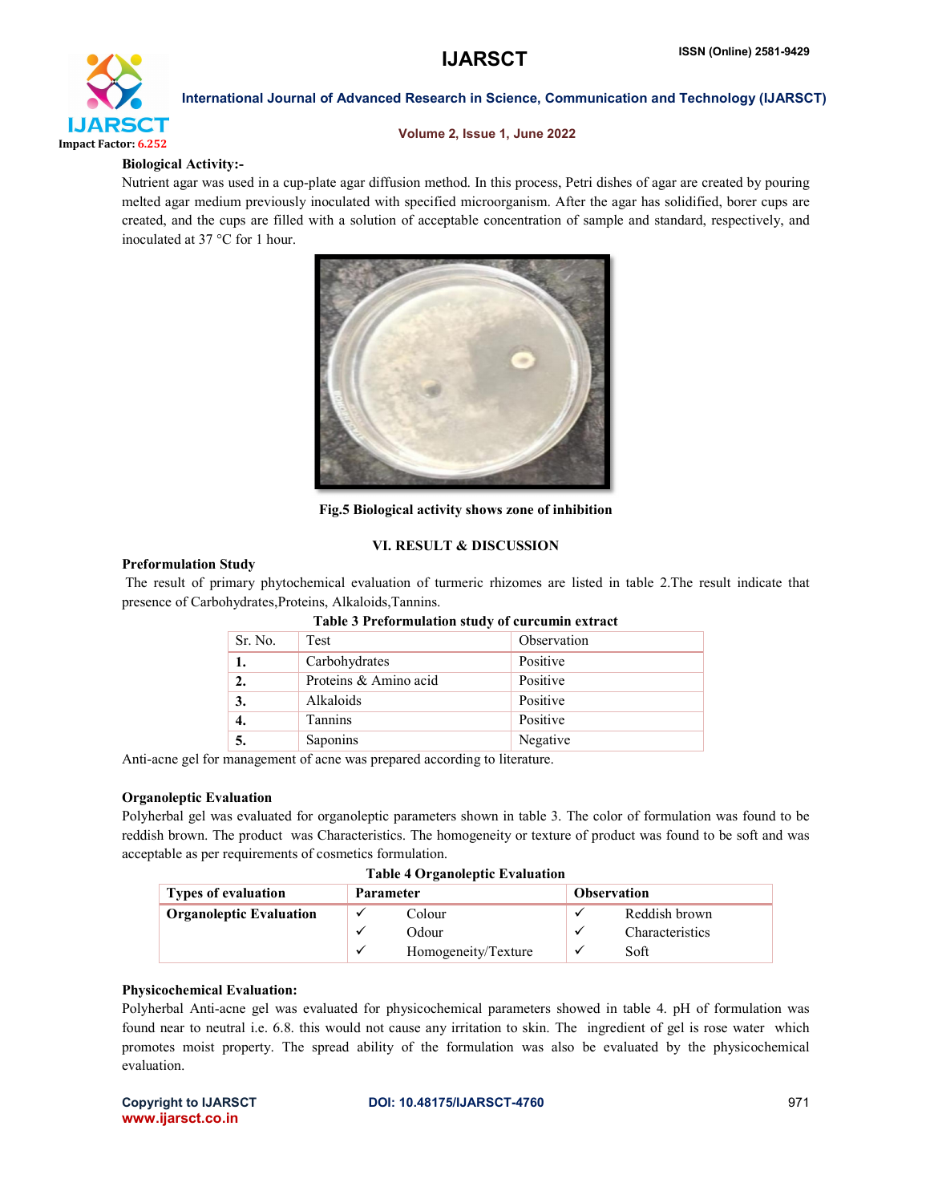**Biological Activity:-**

Nutrient agar was used in a cup-plate agar diffusion method. In this process, Petri dishes of agar are created by pouring melted agar medium previously inoculated with specified microorganism. After the agar has solidified, borer cups are created, and the cups are filled with a solution of acceptable concentration of sample and standard, respectively, and inoculated at 37 °C for 1 hour.

**Fig.5 Biological activity shows zone of inhibition**

## VI. RESULT & DISCUSSION

**Preformulation Study**

The result of primary phytochemical evaluation of turmeric rhizomes are listed in table 2.The result indicate that presence of Carbohydrates,Proteins, Alkaloids,Tannins.

**Table 3 Preformulation study of curcumin extract**

| Sr. No. | Test | Observation |
|---|---|---|
| **1.** | Carbohydrates | Positive |
| **2.** | Proteins & Amino acid | Positive |
| **3.** | Alkaloids | Positive |
| **4.** | Tannins | Positive |
| **5.** | Saponins | Negative |

Anti-acne gel for management of acne was prepared according to literature.

**Organoleptic Evaluation**

Polyherbal gel was evaluated for organoleptic parameters shown in table 3. The color of formulation was found to be reddish brown. The product was Characteristics. The homogeneity or texture of product was found to be soft and was acceptable as per requirements of cosmetics formulation.

**Table 4 Organoleptic Evaluation**

| Types of evaluation | Parameter | Observation |
|---|---|---|
| **Organoleptic Evaluation** | ✓ Colour | ✓ Reddish brown |
| | ✓ Odour | ✓ Characteristics |
| | ✓ Homogeneity/Texture | ✓ Soft |

**Physicochemical Evaluation:**

Polyherbal Anti-acne gel was evaluated for physicochemical parameters showed in table 4. pH of formulation was found near to neutral i.e. 6.8. this would not cause any irritation to skin. The ingredient of gel is rose water which promotes moist property. The spread ability of the formulation was also be evaluated by the physicochemical evaluation.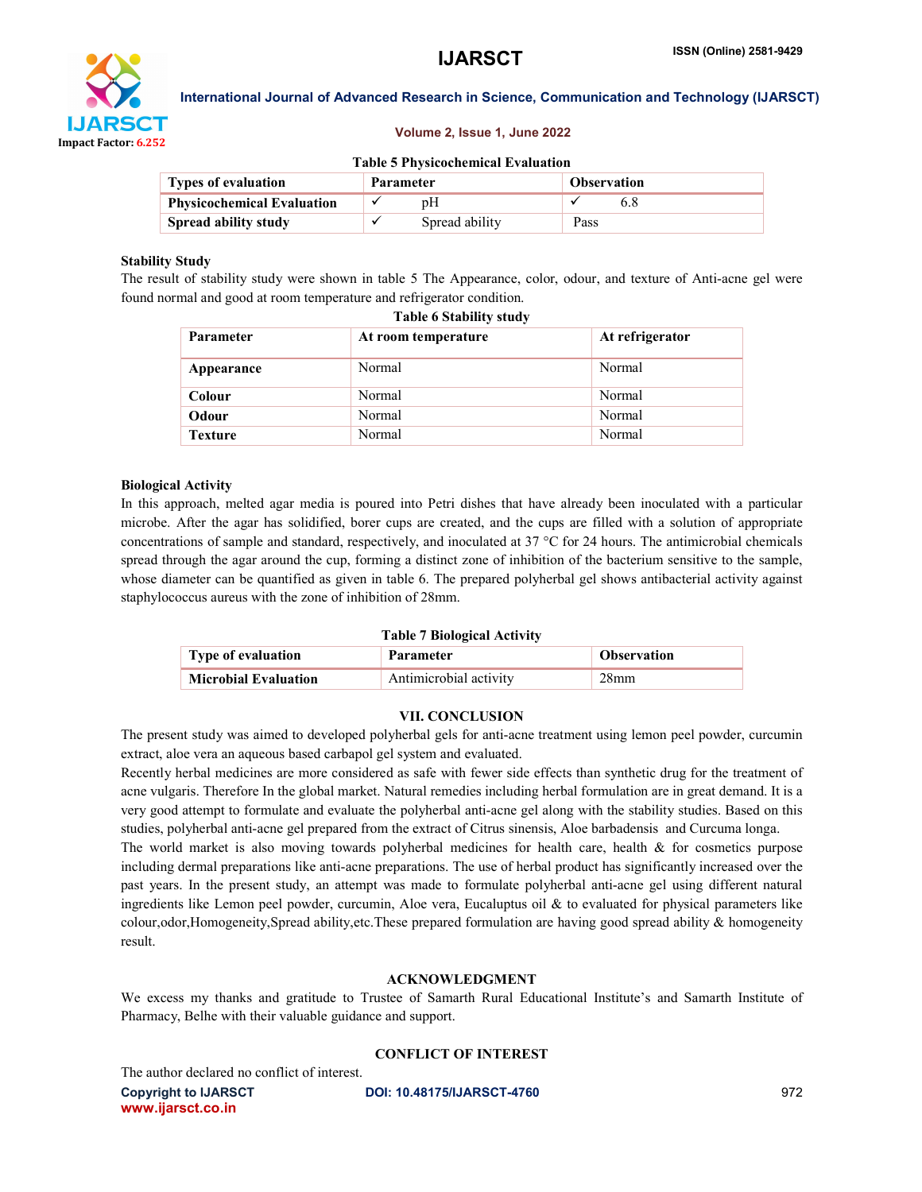**Table 5 Physicochemical Evaluation**

| Types of evaluation | Parameter | Observation |
|---|---|---|
| **Physicochemical Evaluation** | ✓ pH | ✓ 6.8 |
| **Spread ability study** | ✓ Spread ability | Pass |

**Stability Study**

The result of stability study were shown in table 5 The Appearance, color, odour, and texture of Anti-acne gel were found normal and good at room temperature and refrigerator condition.

**Table 6 Stability study**

| Parameter | At room temperature | At refrigerator |
|---|---|---|
| **Appearance** | Normal | Normal |
| **Colour** | Normal | Normal |
| **Odour** | Normal | Normal |
| **Texture** | Normal | Normal |

**Biological Activity**

In this approach, melted agar media is poured into Petri dishes that have already been inoculated with a particular microbe. After the agar has solidified, borer cups are created, and the cups are filled with a solution of appropriate concentrations of sample and standard, respectively, and inoculated at 37 °C for 24 hours. The antimicrobial chemicals spread through the agar around the cup, forming a distinct zone of inhibition of the bacterium sensitive to the sample, whose diameter can be quantified as given in table 6. The prepared polyherbal gel shows antibacterial activity against staphylococcus aureus with the zone of inhibition of 28mm.

**Table 7 Biological Activity**

| Type of evaluation | Parameter | Observation |
|---|---|---|
| **Microbial Evaluation** | Antimicrobial activity | 28mm |

## VII. CONCLUSION

The present study was aimed to developed polyherbal gels for anti-acne treatment using lemon peel powder, curcumin extract, aloe vera an aqueous based carbapol gel system and evaluated.

Recently herbal medicines are more considered as safe with fewer side effects than synthetic drug for the treatment of acne vulgaris. Therefore In the global market. Natural remedies including herbal formulation are in great demand. It is a very good attempt to formulate and evaluate the polyherbal anti-acne gel along with the stability studies. Based on this studies, polyherbal anti-acne gel prepared from the extract of Citrus sinensis, Aloe barbadensis and Curcuma longa.

The world market is also moving towards polyherbal medicines for health care, health & for cosmetics purpose including dermal preparations like anti-acne preparations. The use of herbal product has significantly increased over the past years. In the present study, an attempt was made to formulate polyherbal anti-acne gel using different natural ingredients like Lemon peel powder, curcumin, Aloe vera, Eucaluptus oil & to evaluated for physical parameters like colour,odor,Homogeneity,Spread ability,etc.These prepared formulation are having good spread ability & homogeneity result.

## ACKNOWLEDGMENT

We excess my thanks and gratitude to Trustee of Samarth Rural Educational Institute's and Samarth Institute of Pharmacy, Belhe with their valuable guidance and support.

## CONFLICT OF INTEREST

The author declared no conflict of interest.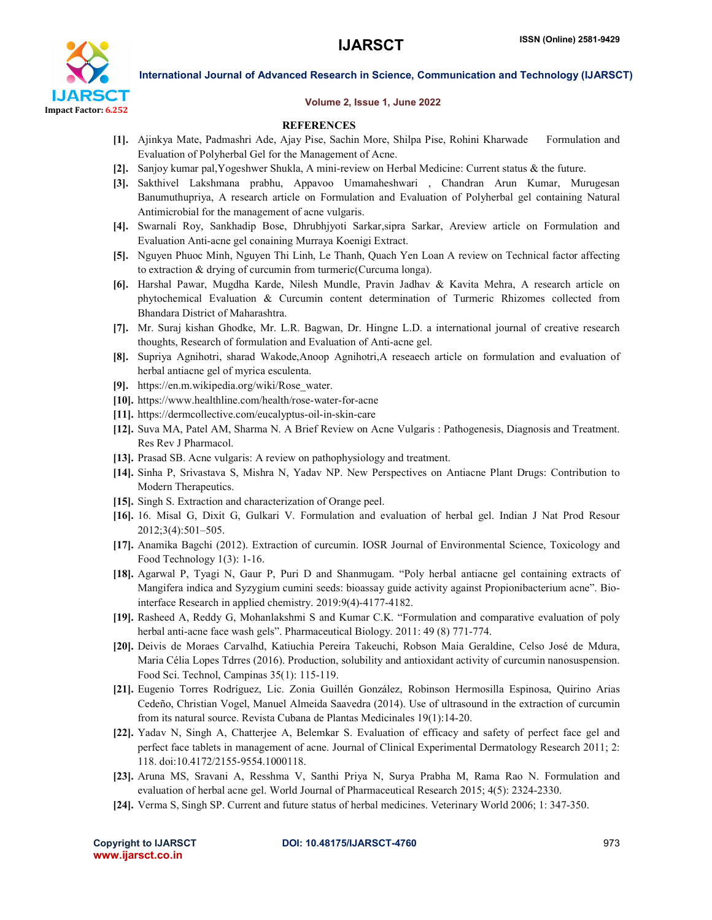## REFERENCES

[1]. Ajinkya Mate, Padmashri Ade, Ajay Pise, Sachin More, Shilpa Pise, Rohini Kharwade Formulation and Evaluation of Polyherbal Gel for the Management of Acne.

[2]. Sanjoy kumar pal,Yogeshwer Shukla, A mini-review on Herbal Medicine: Current status & the future.

[3]. Sakthivel Lakshmana prabhu, Appavoo Umamaheshwari , Chandran Arun Kumar, Murugesan Banumuthupriya, A research article on Formulation and Evaluation of Polyherbal gel containing Natural Antimicrobial for the management of acne vulgaris.

[4]. Swarnali Roy, Sankhadip Bose, Dhrubhjyoti Sarkar,sipra Sarkar, Areview article on Formulation and Evaluation Anti-acne gel conaining Murraya Koenigi Extract.

[5]. Nguyen Phuoc Minh, Nguyen Thi Linh, Le Thanh, Quach Yen Loan A review on Technical factor affecting to extraction & drying of curcumin from turmeric(Curcuma longa).

[6]. Harshal Pawar, Mugdha Karde, Nilesh Mundle, Pravin Jadhav & Kavita Mehra, A research article on phytochemical Evaluation & Curcumin content determination of Turmeric Rhizomes collected from Bhandara District of Maharashtra.

[7]. Mr. Suraj kishan Ghodke, Mr. L.R. Bagwan, Dr. Hingne L.D. a international journal of creative research thoughts, Research of formulation and Evaluation of Anti-acne gel.

[8]. Supriya Agnihotri, sharad Wakode,Anoop Agnihotri,A reseaech article on formulation and evaluation of herbal antiacne gel of myrica esculenta.

[9]. https://en.m.wikipedia.org/wiki/Rose_water.

[10]. https://www.healthline.com/health/rose-water-for-acne

[11]. https://dermcollective.com/eucalyptus-oil-in-skin-care

[12]. Suva MA, Patel AM, Sharma N. A Brief Review on Acne Vulgaris : Pathogenesis, Diagnosis and Treatment. Res Rev J Pharmacol.

[13]. Prasad SB. Acne vulgaris: A review on pathophysiology and treatment.

[14]. Sinha P, Srivastava S, Mishra N, Yadav NP. New Perspectives on Antiacne Plant Drugs: Contribution to Modern Therapeutics.

[15]. Singh S. Extraction and characterization of Orange peel.

[16]. 16. Misal G, Dixit G, Gulkari V. Formulation and evaluation of herbal gel. Indian J Nat Prod Resour 2012;3(4):501–505.

[17]. Anamika Bagchi (2012). Extraction of curcumin. IOSR Journal of Environmental Science, Toxicology and Food Technology 1(3): 1-16.

[18]. Agarwal P, Tyagi N, Gaur P, Puri D and Shanmugam. "Poly herbal antiacne gel containing extracts of Mangifera indica and Syzygium cumini seeds: bioassay guide activity against Propionibacterium acne". Bio-interface Research in applied chemistry. 2019:9(4)-4177-4182.

[19]. Rasheed A, Reddy G, Mohanlakshmi S and Kumar C.K. "Formulation and comparative evaluation of poly herbal anti-acne face wash gels". Pharmaceutical Biology. 2011: 49 (8) 771-774.

[20]. Deivis de Moraes Carvalhd, Katiuchia Pereira Takeuchi, Robson Maia Geraldine, Celso José de Mdura, Maria Célia Lopes Tdrres (2016). Production, solubility and antioxidant activity of curcumin nanosuspension. Food Sci. Technol, Campinas 35(1): 115-119.

[21]. Eugenio Torres Rodríguez, Lic. Zonia Guillén González, Robinson Hermosilla Espinosa, Quirino Arias Cedeño, Christian Vogel, Manuel Almeida Saavedra (2014). Use of ultrasound in the extraction of curcumin from its natural source. Revista Cubana de Plantas Medicinales 19(1):14-20.

[22]. Yadav N, Singh A, Chatterjee A, Belemkar S. Evaluation of efficacy and safety of perfect face gel and perfect face tablets in management of acne. Journal of Clinical Experimental Dermatology Research 2011; 2: 118. doi:10.4172/2155-9554.1000118.

[23]. Aruna MS, Sravani A, Resshma V, Santhi Priya N, Surya Prabha M, Rama Rao N. Formulation and evaluation of herbal acne gel. World Journal of Pharmaceutical Research 2015; 4(5): 2324-2330.

[24]. Verma S, Singh SP. Current and future status of herbal medicines. Veterinary World 2006; 1: 347-350.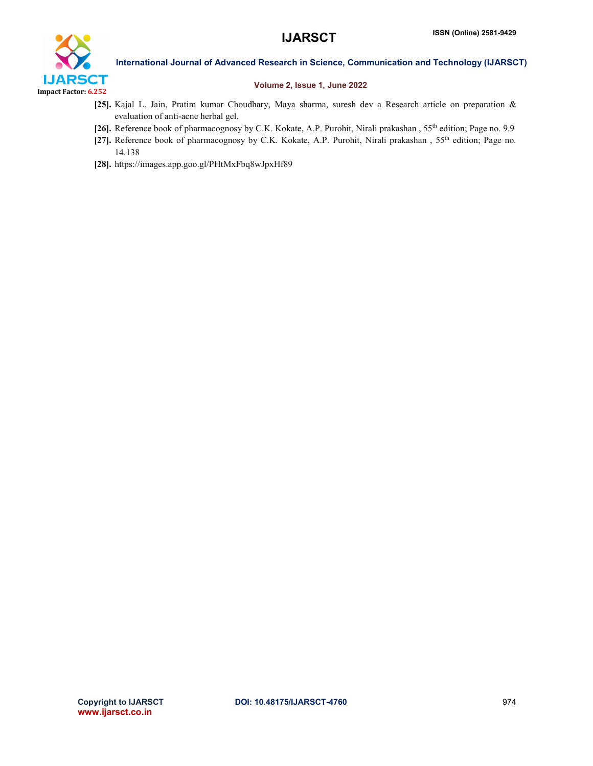[25]. Kajal L. Jain, Pratim kumar Choudhary, Maya sharma, suresh dev a Research article on preparation & evaluation of anti-acne herbal gel.

[26]. Reference book of pharmacognosy by C.K. Kokate, A.P. Purohit, Nirali prakashan , 55th edition; Page no. 9.9

[27]. Reference book of pharmacognosy by C.K. Kokate, A.P. Purohit, Nirali prakashan , 55th edition; Page no. 14.138

[28]. https://images.app.goo.gl/PHtMxFbq8wJpxHf89